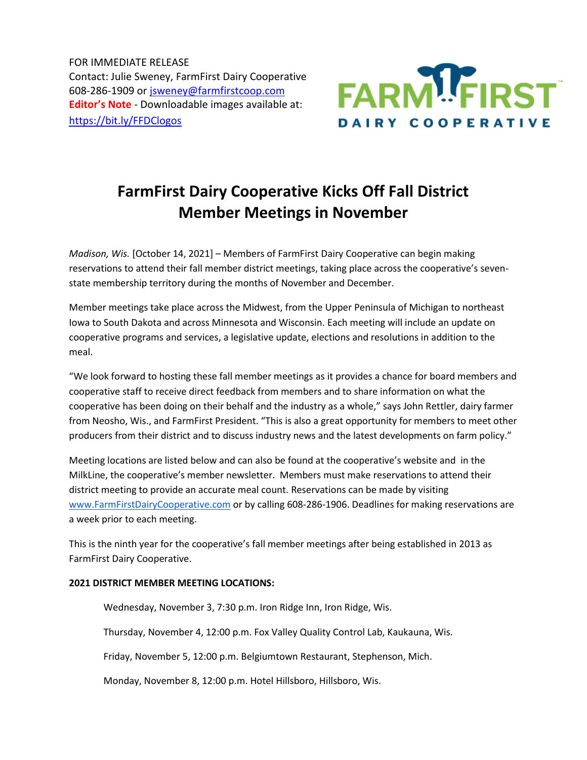FOR IMMEDIATE RELEASE
Contact: Julie Sweney, FarmFirst Dairy Cooperative
608-286-1909 or jsweney@farmfirstcoop.com
**Editor's Note** - Downloadable images available at:
https://bit.ly/FFDClogos

# FarmFirst Dairy Cooperative Kicks Off Fall District Member Meetings in November

*Madison, Wis.* [October 14, 2021] – Members of FarmFirst Dairy Cooperative can begin making reservations to attend their fall member district meetings, taking place across the cooperative's seven-state membership territory during the months of November and December.

Member meetings take place across the Midwest, from the Upper Peninsula of Michigan to northeast Iowa to South Dakota and across Minnesota and Wisconsin. Each meeting will include an update on cooperative programs and services, a legislative update, elections and resolutions in addition to the meal.

"We look forward to hosting these fall member meetings as it provides a chance for board members and cooperative staff to receive direct feedback from members and to share information on what the cooperative has been doing on their behalf and the industry as a whole," says John Rettler, dairy farmer from Neosho, Wis., and FarmFirst President. "This is also a great opportunity for members to meet other producers from their district and to discuss industry news and the latest developments on farm policy."

Meeting locations are listed below and can also be found at the cooperative's website and in the MilkLine, the cooperative's member newsletter. Members must make reservations to attend their district meeting to provide an accurate meal count. Reservations can be made by visiting www.FarmFirstDairyCooperative.com or by calling 608-286-1906. Deadlines for making reservations are a week prior to each meeting.

This is the ninth year for the cooperative's fall member meetings after being established in 2013 as FarmFirst Dairy Cooperative.

**2021 DISTRICT MEMBER MEETING LOCATIONS:**

Wednesday, November 3, 7:30 p.m. Iron Ridge Inn, Iron Ridge, Wis.

Thursday, November 4, 12:00 p.m. Fox Valley Quality Control Lab, Kaukauna, Wis.

Friday, November 5, 12:00 p.m. Belgiumtown Restaurant, Stephenson, Mich.

Monday, November 8, 12:00 p.m. Hotel Hillsboro, Hillsboro, Wis.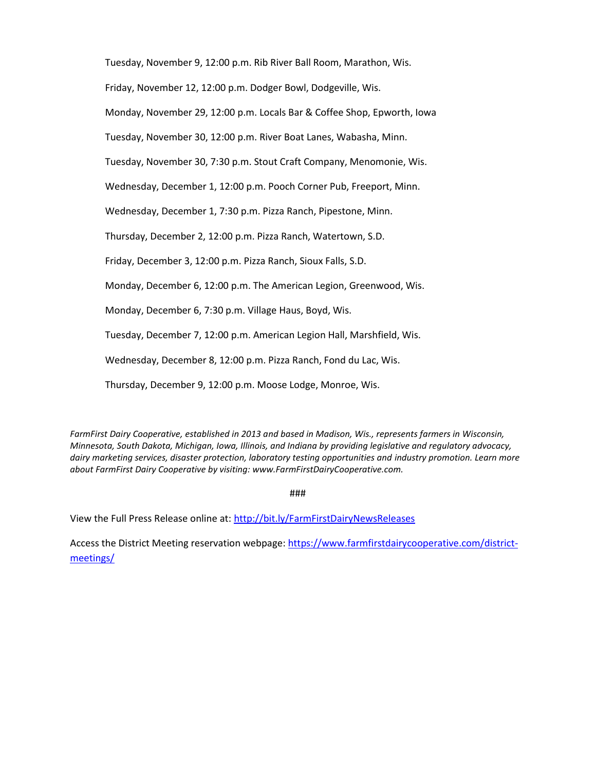Tuesday, November 9, 12:00 p.m. Rib River Ball Room, Marathon, Wis.

Friday, November 12, 12:00 p.m. Dodger Bowl, Dodgeville, Wis.

Monday, November 29, 12:00 p.m. Locals Bar & Coffee Shop, Epworth, Iowa

Tuesday, November 30, 12:00 p.m. River Boat Lanes, Wabasha, Minn.

Tuesday, November 30, 7:30 p.m. Stout Craft Company, Menomonie, Wis.

Wednesday, December 1, 12:00 p.m. Pooch Corner Pub, Freeport, Minn.

Wednesday, December 1, 7:30 p.m. Pizza Ranch, Pipestone, Minn.

Thursday, December 2, 12:00 p.m. Pizza Ranch, Watertown, S.D.

Friday, December 3, 12:00 p.m. Pizza Ranch, Sioux Falls, S.D.

Monday, December 6, 12:00 p.m. The American Legion, Greenwood, Wis.

Monday, December 6, 7:30 p.m. Village Haus, Boyd, Wis.

Tuesday, December 7, 12:00 p.m. American Legion Hall, Marshfield, Wis.

Wednesday, December 8, 12:00 p.m. Pizza Ranch, Fond du Lac, Wis.

Thursday, December 9, 12:00 p.m. Moose Lodge, Monroe, Wis.

*FarmFirst Dairy Cooperative, established in 2013 and based in Madison, Wis., represents farmers in Wisconsin, Minnesota, South Dakota, Michigan, Iowa, Illinois, and Indiana by providing legislative and regulatory advocacy, dairy marketing services, disaster protection, laboratory testing opportunities and industry promotion. Learn more about FarmFirst Dairy Cooperative by visiting: www.FarmFirstDairyCooperative.com.*

###

View the Full Press Release online at: http://bit.ly/FarmFirstDairyNewsReleases

Access the District Meeting reservation webpage: https://www.farmfirstdairycooperative.com/district-meetings/